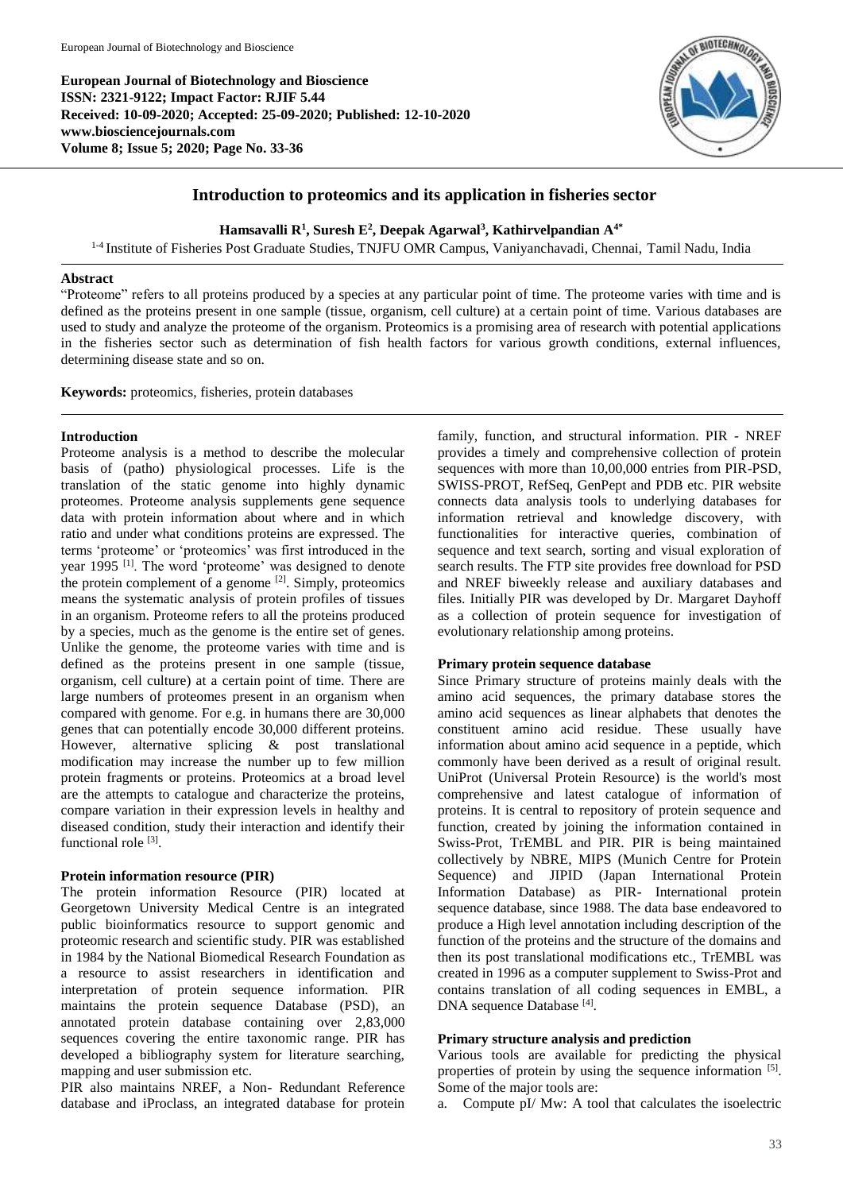**European Journal of Biotechnology and Bioscience**
**ISSN: 2321-9122; Impact Factor: RJIF 5.44**
**Received: 10-09-2020; Accepted: 25-09-2020; Published: 12-10-2020**
**www.biosciencejournals.com**
**Volume 8; Issue 5; 2020; Page No. 33-36**

# Introduction to proteomics and its application in fisheries sector

**Hamsavalli R[1], Suresh E[2], Deepak Agarwal[3], Kathirvelpandian A[4*]**

[1-4] Institute of Fisheries Post Graduate Studies, TNJFU OMR Campus, Vaniyanchavadi, Chennai, Tamil Nadu, India

## Abstract

"Proteome" refers to all proteins produced by a species at any particular point of time. The proteome varies with time and is defined as the proteins present in one sample (tissue, organism, cell culture) at a certain point of time. Various databases are used to study and analyze the proteome of the organism. Proteomics is a promising area of research with potential applications in the fisheries sector such as determination of fish health factors for various growth conditions, external influences, determining disease state and so on.

**Keywords:** proteomics, fisheries, protein databases

## Introduction

Proteome analysis is a method to describe the molecular basis of (patho) physiological processes. Life is the translation of the static genome into highly dynamic proteomes. Proteome analysis supplements gene sequence data with protein information about where and in which ratio and under what conditions proteins are expressed. The terms 'proteome' or 'proteomics' was first introduced in the year 1995 [1]. The word 'proteome' was designed to denote the protein complement of a genome [2]. Simply, proteomics means the systematic analysis of protein profiles of tissues in an organism. Proteome refers to all the proteins produced by a species, much as the genome is the entire set of genes. Unlike the genome, the proteome varies with time and is defined as the proteins present in one sample (tissue, organism, cell culture) at a certain point of time. There are large numbers of proteomes present in an organism when compared with genome. For e.g. in humans there are 30,000 genes that can potentially encode 30,000 different proteins. However, alternative splicing & post translational modification may increase the number up to few million protein fragments or proteins. Proteomics at a broad level are the attempts to catalogue and characterize the proteins, compare variation in their expression levels in healthy and diseased condition, study their interaction and identify their functional role [3].

### Protein information resource (PIR)

The protein information Resource (PIR) located at Georgetown University Medical Centre is an integrated public bioinformatics resource to support genomic and proteomic research and scientific study. PIR was established in 1984 by the National Biomedical Research Foundation as a resource to assist researchers in identification and interpretation of protein sequence information. PIR maintains the protein sequence Database (PSD), an annotated protein database containing over 2,83,000 sequences covering the entire taxonomic range. PIR has developed a bibliography system for literature searching, mapping and user submission etc.

PIR also maintains NREF, a Non- Redundant Reference database and iProclass, an integrated database for protein family, function, and structural information. PIR - NREF provides a timely and comprehensive collection of protein sequences with more than 10,00,000 entries from PIR-PSD, SWISS-PROT, RefSeq, GenPept and PDB etc. PIR website connects data analysis tools to underlying databases for information retrieval and knowledge discovery, with functionalities for interactive queries, combination of sequence and text search, sorting and visual exploration of search results. The FTP site provides free download for PSD and NREF biweekly release and auxiliary databases and files. Initially PIR was developed by Dr. Margaret Dayhoff as a collection of protein sequence for investigation of evolutionary relationship among proteins.

### Primary protein sequence database

Since Primary structure of proteins mainly deals with the amino acid sequences, the primary database stores the amino acid sequences as linear alphabets that denotes the constituent amino acid residue. These usually have information about amino acid sequence in a peptide, which commonly have been derived as a result of original result. UniProt (Universal Protein Resource) is the world's most comprehensive and latest catalogue of information of proteins. It is central to repository of protein sequence and function, created by joining the information contained in Swiss-Prot, TrEMBL and PIR. PIR is being maintained collectively by NBRE, MIPS (Munich Centre for Protein Sequence) and JIPID (Japan International Protein Information Database) as PIR- International protein sequence database, since 1988. The data base endeavored to produce a High level annotation including description of the function of the proteins and the structure of the domains and then its post translational modifications etc., TrEMBL was created in 1996 as a computer supplement to Swiss-Prot and contains translation of all coding sequences in EMBL, a DNA sequence Database [4].

### Primary structure analysis and prediction

Various tools are available for predicting the physical properties of protein by using the sequence information [5]. Some of the major tools are:

a. Compute pI/ Mw: A tool that calculates the isoelectric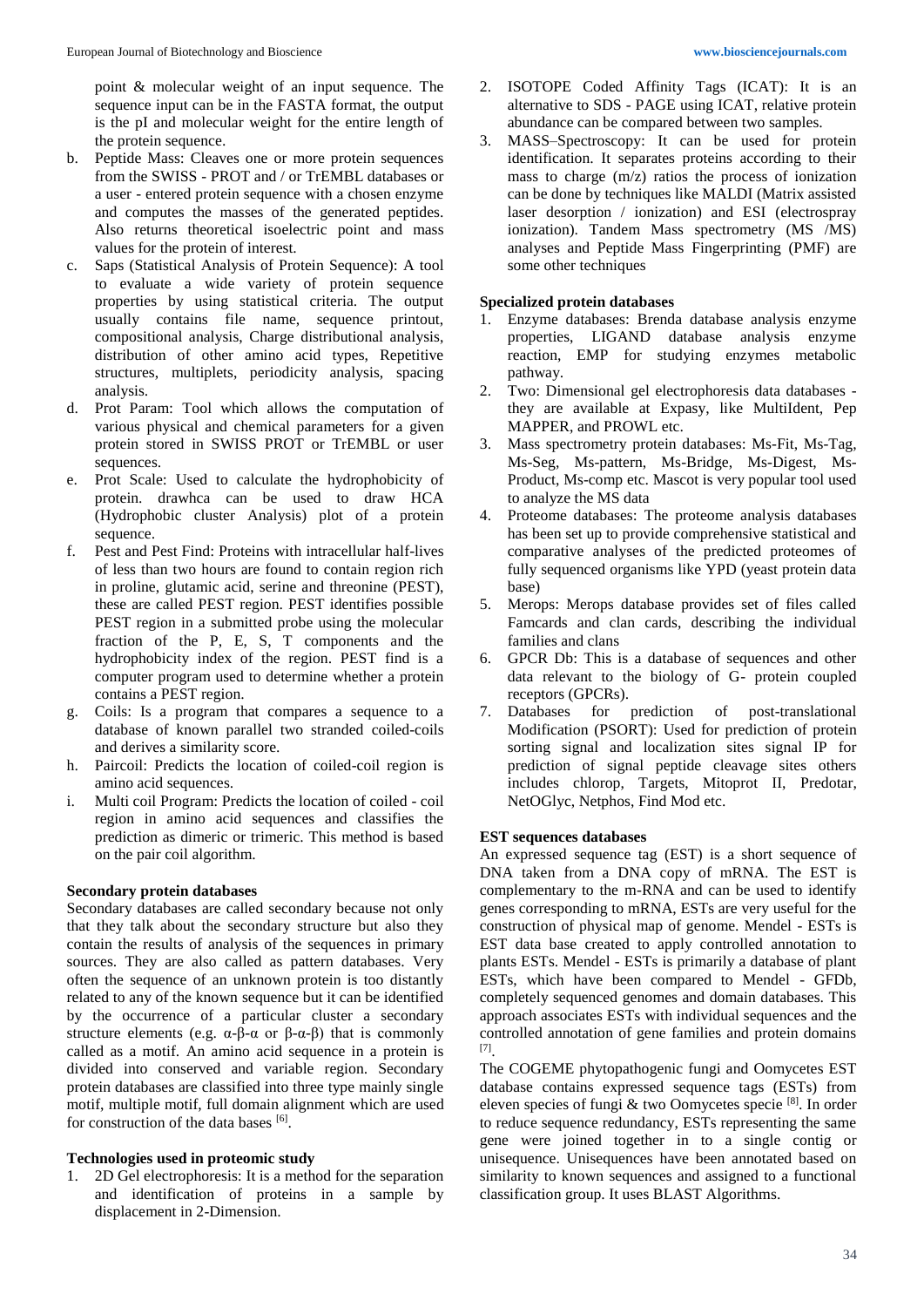point & molecular weight of an input sequence. The sequence input can be in the FASTA format, the output is the pI and molecular weight for the entire length of the protein sequence.

b. Peptide Mass: Cleaves one or more protein sequences from the SWISS - PROT and / or TrEMBL databases or a user - entered protein sequence with a chosen enzyme and computes the masses of the generated peptides. Also returns theoretical isoelectric point and mass values for the protein of interest.
c. Saps (Statistical Analysis of Protein Sequence): A tool to evaluate a wide variety of protein sequence properties by using statistical criteria. The output usually contains file name, sequence printout, compositional analysis, Charge distributional analysis, distribution of other amino acid types, Repetitive structures, multiplets, periodicity analysis, spacing analysis.
d. Prot Param: Tool which allows the computation of various physical and chemical parameters for a given protein stored in SWISS PROT or TrEMBL or user sequences.
e. Prot Scale: Used to calculate the hydrophobicity of protein. drawhca can be used to draw HCA (Hydrophobic cluster Analysis) plot of a protein sequence.
f. Pest and Pest Find: Proteins with intracellular half-lives of less than two hours are found to contain region rich in proline, glutamic acid, serine and threonine (PEST), these are called PEST region. PEST identifies possible PEST region in a submitted probe using the molecular fraction of the P, E, S, T components and the hydrophobicity index of the region. PEST find is a computer program used to determine whether a protein contains a PEST region.
g. Coils: Is a program that compares a sequence to a database of known parallel two stranded coiled-coils and derives a similarity score.
h. Paircoil: Predicts the location of coiled-coil region is amino acid sequences.
i. Multi coil Program: Predicts the location of coiled - coil region in amino acid sequences and classifies the prediction as dimeric or trimeric. This method is based on the pair coil algorithm.

**Secondary protein databases**

Secondary databases are called secondary because not only that they talk about the secondary structure but also they contain the results of analysis of the sequences in primary sources. They are also called as pattern databases. Very often the sequence of an unknown protein is too distantly related to any of the known sequence but it can be identified by the occurrence of a particular cluster a secondary structure elements (e.g. α-β-α or β-α-β) that is commonly called as a motif. An amino acid sequence in a protein is divided into conserved and variable region. Secondary protein databases are classified into three type mainly single motif, multiple motif, full domain alignment which are used for construction of the data bases [6].

**Technologies used in proteomic study**

1. 2D Gel electrophoresis: It is a method for the separation and identification of proteins in a sample by displacement in 2-Dimension.
2. ISOTOPE Coded Affinity Tags (ICAT): It is an alternative to SDS - PAGE using ICAT, relative protein abundance can be compared between two samples.
3. MASS–Spectroscopy: It can be used for protein identification. It separates proteins according to their mass to charge (m/z) ratios the process of ionization can be done by techniques like MALDI (Matrix assisted laser desorption / ionization) and ESI (electrospray ionization). Tandem Mass spectrometry (MS /MS) analyses and Peptide Mass Fingerprinting (PMF) are some other techniques

**Specialized protein databases**

1. Enzyme databases: Brenda database analysis enzyme properties, LIGAND database analysis enzyme reaction, EMP for studying enzymes metabolic pathway.
2. Two: Dimensional gel electrophoresis data databases - they are available at Expasy, like MultiIdent, Pep MAPPER, and PROWL etc.
3. Mass spectrometry protein databases: Ms-Fit, Ms-Tag, Ms-Seg, Ms-pattern, Ms-Bridge, Ms-Digest, Ms-Product, Ms-comp etc. Mascot is very popular tool used to analyze the MS data
4. Proteome databases: The proteome analysis databases has been set up to provide comprehensive statistical and comparative analyses of the predicted proteomes of fully sequenced organisms like YPD (yeast protein data base)
5. Merops: Merops database provides set of files called Famcards and clan cards, describing the individual families and clans
6. GPCR Db: This is a database of sequences and other data relevant to the biology of G- protein coupled receptors (GPCRs).
7. Databases for prediction of post-translational Modification (PSORT): Used for prediction of protein sorting signal and localization sites signal IP for prediction of signal peptide cleavage sites others includes chlorop, Targets, Mitoprot II, Predotar, NetOGlyc, Netphos, Find Mod etc.

**EST sequences databases**

An expressed sequence tag (EST) is a short sequence of DNA taken from a DNA copy of mRNA. The EST is complementary to the m-RNA and can be used to identify genes corresponding to mRNA, ESTs are very useful for the construction of physical map of genome. Mendel - ESTs is EST data base created to apply controlled annotation to plants ESTs. Mendel - ESTs is primarily a database of plant ESTs, which have been compared to Mendel - GFDb, completely sequenced genomes and domain databases. This approach associates ESTs with individual sequences and the controlled annotation of gene families and protein domains [7].

The COGEME phytopathogenic fungi and Oomycetes EST database contains expressed sequence tags (ESTs) from eleven species of fungi & two Oomycetes specie [8]. In order to reduce sequence redundancy, ESTs representing the same gene were joined together in to a single contig or unisequence. Unisequences have been annotated based on similarity to known sequences and assigned to a functional classification group. It uses BLAST Algorithms.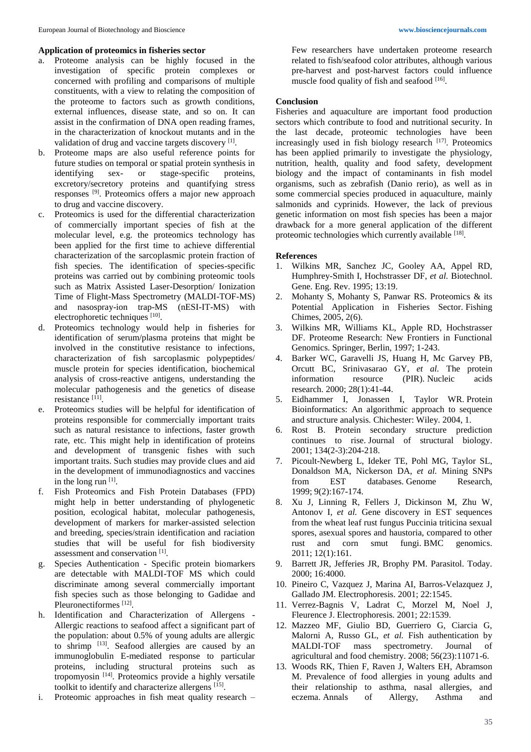### Application of proteomics in fisheries sector

a. Proteome analysis can be highly focused in the investigation of specific protein complexes or concerned with profiling and comparisons of multiple constituents, with a view to relating the composition of the proteome to factors such as growth conditions, external influences, disease state, and so on. It can assist in the confirmation of DNA open reading frames, in the characterization of knockout mutants and in the validation of drug and vaccine targets discovery [1].
b. Proteome maps are also useful reference points for future studies on temporal or spatial protein synthesis in identifying sex- or stage-specific proteins, excretory/secretory proteins and quantifying stress responses [9]. Proteomics offers a major new approach to drug and vaccine discovery.
c. Proteomics is used for the differential characterization of commercially important species of fish at the molecular level, e.g. the proteomics technology has been applied for the first time to achieve differential characterization of the sarcoplasmic protein fraction of fish species. The identification of species-specific proteins was carried out by combining proteomic tools such as Matrix Assisted Laser-Desorption/ Ionization Time of Flight-Mass Spectrometry (MALDI-TOF-MS) and nasospray-ion trap-MS (nESI-IT-MS) with electrophoretic techniques [10].
d. Proteomics technology would help in fisheries for identification of serum/plasma proteins that might be involved in the constitutive resistance to infections, characterization of fish sarcoplasmic polypeptides/ muscle protein for species identification, biochemical analysis of cross-reactive antigens, understanding the molecular pathogenesis and the genetics of disease resistance [11].
e. Proteomics studies will be helpful for identification of proteins responsible for commercially important traits such as natural resistance to infections, faster growth rate, etc. This might help in identification of proteins and development of transgenic fishes with such important traits. Such studies may provide clues and aid in the development of immunodiagnostics and vaccines in the long run [1].
f. Fish Proteomics and Fish Protein Databases (FPD) might help in better understanding of phylogenetic position, ecological habitat, molecular pathogenesis, development of markers for marker-assisted selection and breeding, species/strain identification and raciation studies that will be useful for fish biodiversity assessment and conservation [1].
g. Species Authentication - Specific protein biomarkers are detectable with MALDI-TOF MS which could discriminate among several commercially important fish species such as those belonging to Gadidae and Pleuronectiformes [12].
h. Identification and Characterization of Allergens - Allergic reactions to seafood affect a significant part of the population: about 0.5% of young adults are allergic to shrimp [13]. Seafood allergies are caused by an immunoglobulin E-mediated response to particular proteins, including structural proteins such as tropomyosin [14]. Proteomics provide a highly versatile toolkit to identify and characterize allergens [15].
i. Proteomic approaches in fish meat quality research – Few researchers have undertaken proteome research related to fish/seafood color attributes, although various pre-harvest and post-harvest factors could influence muscle food quality of fish and seafood [16].

### Conclusion

Fisheries and aquaculture are important food production sectors which contribute to food and nutritional security. In the last decade, proteomic technologies have been increasingly used in fish biology research [17]. Proteomics has been applied primarily to investigate the physiology, nutrition, health, quality and food safety, development biology and the impact of contaminants in fish model organisms, such as zebrafish (Danio rerio), as well as in some commercial species produced in aquaculture, mainly salmonids and cyprinids. However, the lack of previous genetic information on most fish species has been a major drawback for a more general application of the different proteomic technologies which currently available [18].

### References

1. Wilkins MR, Sanchez JC, Gooley AA, Appel RD, Humphrey-Smith I, Hochstrasser DF, *et al.* Biotechnol. Gene. Eng. Rev. 1995; 13:19.
2. Mohanty S, Mohanty S, Panwar RS. Proteomics & its Potential Application in Fisheries Sector. Fishing Chimes, 2005, 2(6).
3. Wilkins MR, Williams KL, Apple RD, Hochstrasser DF. Proteome Research: New Frontiers in Functional Genomics. Springer, Berlin, 1997; 1-243.
4. Barker WC, Garavelli JS, Huang H, Mc Garvey PB, Orcutt BC, Srinivasarao GY, *et al.* The protein information resource (PIR). Nucleic acids research. 2000; 28(1):41-44.
5. Eidhammer I, Jonassen I, Taylor WR. Protein Bioinformatics: An algorithmic approach to sequence and structure analysis. Chichester: Wiley. 2004, 1.
6. Rost B. Protein secondary structure prediction continues to rise. Journal of structural biology. 2001; 134(2-3):204-218.
7. Picoult-Newberg L, Ideker TE, Pohl MG, Taylor SL, Donaldson MA, Nickerson DA, *et al.* Mining SNPs from EST databases. Genome Research, 1999; 9(2):167-174.
8. Xu J, Linning R, Fellers J, Dickinson M, Zhu W, Antonov I, *et al.* Gene discovery in EST sequences from the wheat leaf rust fungus Puccinia triticina sexual spores, asexual spores and haustoria, compared to other rust and corn smut fungi. BMC genomics. 2011; 12(1):161.
9. Barrett JR, Jefferies JR, Brophy PM. Parasitol. Today. 2000; 16:4000.
10. Pineiro C, Vazquez J, Marina AI, Barros-Velazquez J, Gallado JM. Electrophoresis. 2001; 22:1545.
11. Verrez-Bagnis V, Ladrat C, Morzel M, Noel J, Fleurence J. Electrophoresis. 2001; 22:1539.
12. Mazzeo MF, Giulio BD, Guerriero G, Ciarcia G, Malorni A, Russo GL, *et al.* Fish authentication by MALDI-TOF mass spectrometry. Journal of agricultural and food chemistry. 2008; 56(23):11071-6.
13. Woods RK, Thien F, Raven J, Walters EH, Abramson M. Prevalence of food allergies in young adults and their relationship to asthma, nasal allergies, and eczema. Annals of Allergy, Asthma and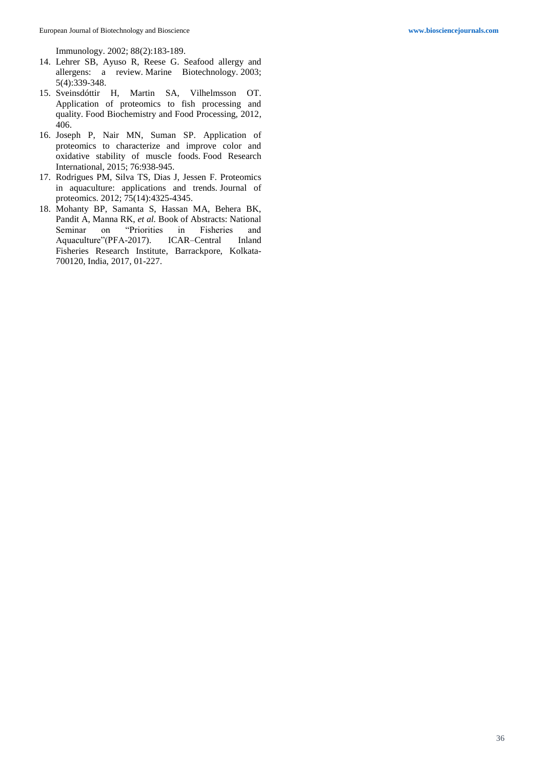Immunology. 2002; 88(2):183-189.

14. Lehrer SB, Ayuso R, Reese G. Seafood allergy and allergens: a review. Marine Biotechnology. 2003; 5(4):339-348.
15. Sveinsdóttir H, Martin SA, Vilhelmsson OT. Application of proteomics to fish processing and quality. Food Biochemistry and Food Processing, 2012, 406.
16. Joseph P, Nair MN, Suman SP. Application of proteomics to characterize and improve color and oxidative stability of muscle foods. Food Research International, 2015; 76:938-945.
17. Rodrigues PM, Silva TS, Dias J, Jessen F. Proteomics in aquaculture: applications and trends. Journal of proteomics. 2012; 75(14):4325-4345.
18. Mohanty BP, Samanta S, Hassan MA, Behera BK, Pandit A, Manna RK, *et al.* Book of Abstracts: National Seminar on "Priorities in Fisheries and Aquaculture"(PFA-2017). ICAR–Central Inland Fisheries Research Institute, Barrackpore, Kolkata-700120, India, 2017, 01-227.